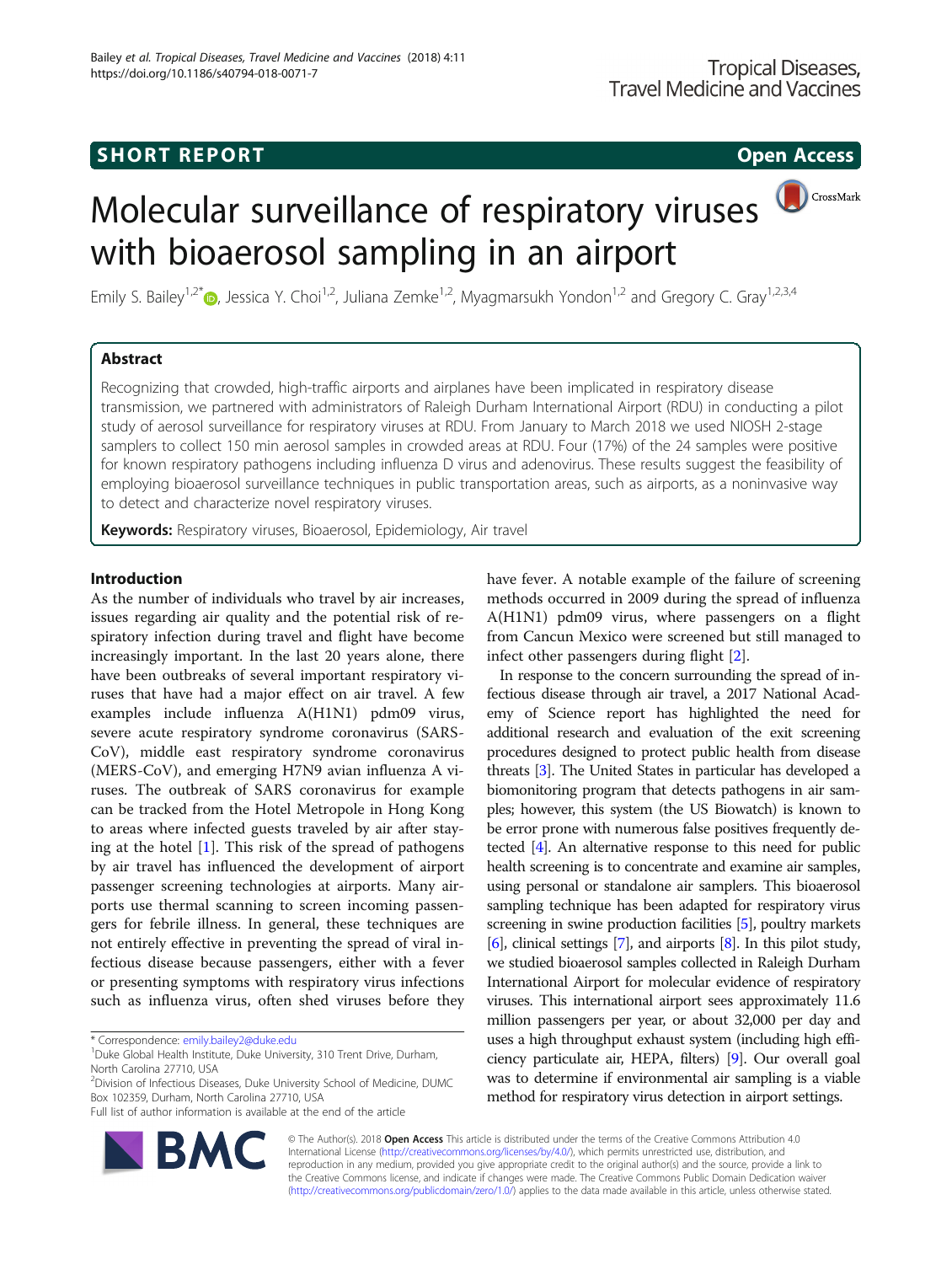SHORT REPORT

Open Access

# Molecular surveillance of respiratory viruses with bioaerosol sampling in an airport

Emily S. Bailey[1,2*], Jessica Y. Choi[1,2], Juliana Zemke[1,2], Myagmarsukh Yondon[1,2] and Gregory C. Gray[1,2,3,4]

## Abstract

Recognizing that crowded, high-traffic airports and airplanes have been implicated in respiratory disease transmission, we partnered with administrators of Raleigh Durham International Airport (RDU) in conducting a pilot study of aerosol surveillance for respiratory viruses at RDU. From January to March 2018 we used NIOSH 2-stage samplers to collect 150 min aerosol samples in crowded areas at RDU. Four (17%) of the 24 samples were positive for known respiratory pathogens including influenza D virus and adenovirus. These results suggest the feasibility of employing bioaerosol surveillance techniques in public transportation areas, such as airports, as a noninvasive way to detect and characterize novel respiratory viruses.

**Keywords:** Respiratory viruses, Bioaerosol, Epidemiology, Air travel

## Introduction

As the number of individuals who travel by air increases, issues regarding air quality and the potential risk of respiratory infection during travel and flight have become increasingly important. In the last 20 years alone, there have been outbreaks of several important respiratory viruses that have had a major effect on air travel. A few examples include influenza A(H1N1) pdm09 virus, severe acute respiratory syndrome coronavirus (SARS-CoV), middle east respiratory syndrome coronavirus (MERS-CoV), and emerging H7N9 avian influenza A viruses. The outbreak of SARS coronavirus for example can be tracked from the Hotel Metropole in Hong Kong to areas where infected guests traveled by air after staying at the hotel [1]. This risk of the spread of pathogens by air travel has influenced the development of airport passenger screening technologies at airports. Many airports use thermal scanning to screen incoming passengers for febrile illness. In general, these techniques are not entirely effective in preventing the spread of viral infectious disease because passengers, either with a fever or presenting symptoms with respiratory virus infections such as influenza virus, often shed viruses before they have fever. A notable example of the failure of screening methods occurred in 2009 during the spread of influenza A(H1N1) pdm09 virus, where passengers on a flight from Cancun Mexico were screened but still managed to infect other passengers during flight [2].

In response to the concern surrounding the spread of infectious disease through air travel, a 2017 National Academy of Science report has highlighted the need for additional research and evaluation of the exit screening procedures designed to protect public health from disease threats [3]. The United States in particular has developed a biomonitoring program that detects pathogens in air samples; however, this system (the US Biowatch) is known to be error prone with numerous false positives frequently detected [4]. An alternative response to this need for public health screening is to concentrate and examine air samples, using personal or standalone air samplers. This bioaerosol sampling technique has been adapted for respiratory virus screening in swine production facilities [5], poultry markets [6], clinical settings [7], and airports [8]. In this pilot study, we studied bioaerosol samples collected in Raleigh Durham International Airport for molecular evidence of respiratory viruses. This international airport sees approximately 11.6 million passengers per year, or about 32,000 per day and uses a high throughput exhaust system (including high efficiency particulate air, HEPA, filters) [9]. Our overall goal was to determine if environmental air sampling is a viable method for respiratory virus detection in airport settings.

\* Correspondence: emily.bailey2@duke.edu
[1]Duke Global Health Institute, Duke University, 310 Trent Drive, Durham, North Carolina 27710, USA
[2]Division of Infectious Diseases, Duke University School of Medicine, DUMC Box 102359, Durham, North Carolina 27710, USA
Full list of author information is available at the end of the article

© The Author(s). 2018 **Open Access** This article is distributed under the terms of the Creative Commons Attribution 4.0 International License (http://creativecommons.org/licenses/by/4.0/), which permits unrestricted use, distribution, and reproduction in any medium, provided you give appropriate credit to the original author(s) and the source, provide a link to the Creative Commons license, and indicate if changes were made. The Creative Commons Public Domain Dedication waiver (http://creativecommons.org/publicdomain/zero/1.0/) applies to the data made available in this article, unless otherwise stated.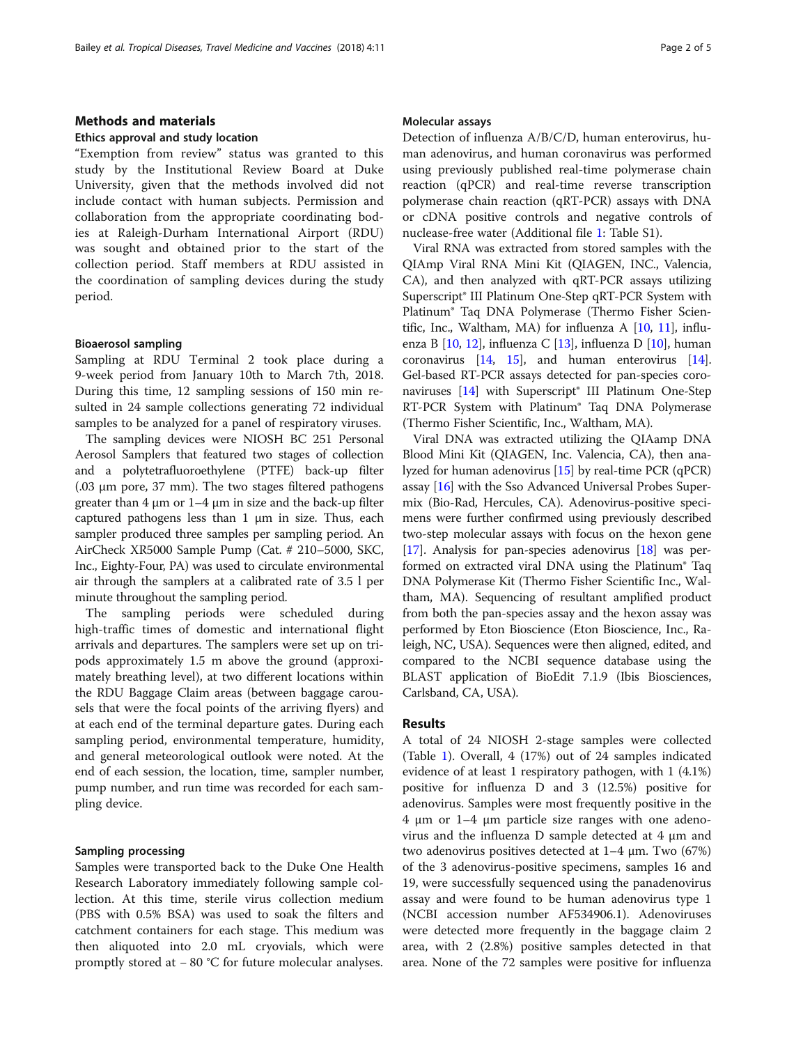## Methods and materials

### Ethics approval and study location

"Exemption from review" status was granted to this study by the Institutional Review Board at Duke University, given that the methods involved did not include contact with human subjects. Permission and collaboration from the appropriate coordinating bodies at Raleigh-Durham International Airport (RDU) was sought and obtained prior to the start of the collection period. Staff members at RDU assisted in the coordination of sampling devices during the study period.

### Bioaerosol sampling

Sampling at RDU Terminal 2 took place during a 9-week period from January 10th to March 7th, 2018. During this time, 12 sampling sessions of 150 min resulted in 24 sample collections generating 72 individual samples to be analyzed for a panel of respiratory viruses.

The sampling devices were NIOSH BC 251 Personal Aerosol Samplers that featured two stages of collection and a polytetrafluoroethylene (PTFE) back-up filter (.03 μm pore, 37 mm). The two stages filtered pathogens greater than 4 μm or 1–4 μm in size and the back-up filter captured pathogens less than 1 μm in size. Thus, each sampler produced three samples per sampling period. An AirCheck XR5000 Sample Pump (Cat. # 210–5000, SKC, Inc., Eighty-Four, PA) was used to circulate environmental air through the samplers at a calibrated rate of 3.5 l per minute throughout the sampling period.

The sampling periods were scheduled during high-traffic times of domestic and international flight arrivals and departures. The samplers were set up on tripods approximately 1.5 m above the ground (approximately breathing level), at two different locations within the RDU Baggage Claim areas (between baggage carousels that were the focal points of the arriving flyers) and at each end of the terminal departure gates. During each sampling period, environmental temperature, humidity, and general meteorological outlook were noted. At the end of each session, the location, time, sampler number, pump number, and run time was recorded for each sampling device.

### Sampling processing

Samples were transported back to the Duke One Health Research Laboratory immediately following sample collection. At this time, sterile virus collection medium (PBS with 0.5% BSA) was used to soak the filters and catchment containers for each stage. This medium was then aliquoted into 2.0 mL cryovials, which were promptly stored at − 80 °C for future molecular analyses.

### Molecular assays

Detection of influenza A/B/C/D, human enterovirus, human adenovirus, and human coronavirus was performed using previously published real-time polymerase chain reaction (qPCR) and real-time reverse transcription polymerase chain reaction (qRT-PCR) assays with DNA or cDNA positive controls and negative controls of nuclease-free water (Additional file 1: Table S1).

Viral RNA was extracted from stored samples with the QIAmp Viral RNA Mini Kit (QIAGEN, INC., Valencia, CA), and then analyzed with qRT-PCR assays utilizing Superscript® III Platinum One-Step qRT-PCR System with Platinum® Taq DNA Polymerase (Thermo Fisher Scientific, Inc., Waltham, MA) for influenza A [10, 11], influenza B [10, 12], influenza C [13], influenza D [10], human coronavirus [14, 15], and human enterovirus [14]. Gel-based RT-PCR assays detected for pan-species coronaviruses [14] with Superscript® III Platinum One-Step RT-PCR System with Platinum® Taq DNA Polymerase (Thermo Fisher Scientific, Inc., Waltham, MA).

Viral DNA was extracted utilizing the QIAamp DNA Blood Mini Kit (QIAGEN, Inc. Valencia, CA), then analyzed for human adenovirus [15] by real-time PCR (qPCR) assay [16] with the Sso Advanced Universal Probes Supermix (Bio-Rad, Hercules, CA). Adenovirus-positive specimens were further confirmed using previously described two-step molecular assays with focus on the hexon gene [17]. Analysis for pan-species adenovirus [18] was performed on extracted viral DNA using the Platinum® Taq DNA Polymerase Kit (Thermo Fisher Scientific Inc., Waltham, MA). Sequencing of resultant amplified product from both the pan-species assay and the hexon assay was performed by Eton Bioscience (Eton Bioscience, Inc., Raleigh, NC, USA). Sequences were then aligned, edited, and compared to the NCBI sequence database using the BLAST application of BioEdit 7.1.9 (Ibis Biosciences, Carlsband, CA, USA).

## Results

A total of 24 NIOSH 2-stage samples were collected (Table 1). Overall, 4 (17%) out of 24 samples indicated evidence of at least 1 respiratory pathogen, with 1 (4.1%) positive for influenza D and 3 (12.5%) positive for adenovirus. Samples were most frequently positive in the 4 μm or 1–4 μm particle size ranges with one adenovirus and the influenza D sample detected at 4 μm and two adenovirus positives detected at 1–4 μm. Two (67%) of the 3 adenovirus-positive specimens, samples 16 and 19, were successfully sequenced using the panadenovirus assay and were found to be human adenovirus type 1 (NCBI accession number AF534906.1). Adenoviruses were detected more frequently in the baggage claim 2 area, with 2 (2.8%) positive samples detected in that area. None of the 72 samples were positive for influenza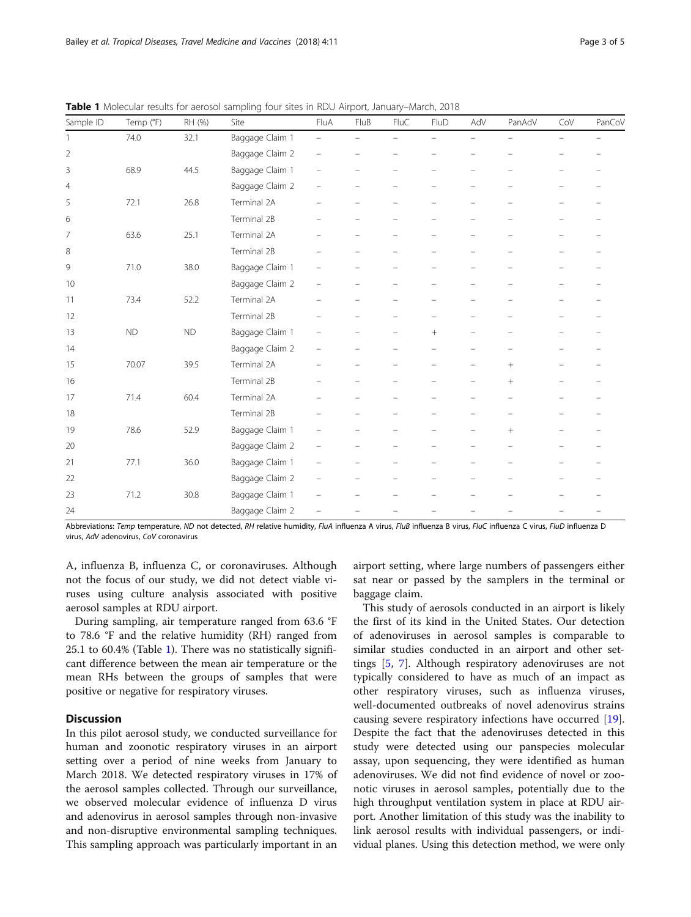**Table 1** Molecular results for aerosol sampling four sites in RDU Airport, January–March, 2018

| Sample ID | Temp (°F) | RH (%) | Site | FluA | FluB | FluC | FluD | AdV | PanAdV | CoV | PanCoV |
|---|---|---|---|---|---|---|---|---|---|---|---|
| 1 | 74.0 | 32.1 | Baggage Claim 1 | – | – | – | – | – | – | – | – |
| 2 | | | Baggage Claim 2 | – | – | – | – | – | – | – | – |
| 3 | 68.9 | 44.5 | Baggage Claim 1 | – | – | – | – | – | – | – | – |
| 4 | | | Baggage Claim 2 | – | – | – | – | – | – | – | – |
| 5 | 72.1 | 26.8 | Terminal 2A | – | – | – | – | – | – | – | – |
| 6 | | | Terminal 2B | – | – | – | – | – | – | – | – |
| 7 | 63.6 | 25.1 | Terminal 2A | – | – | – | – | – | – | – | – |
| 8 | | | Terminal 2B | – | – | – | – | – | – | – | – |
| 9 | 71.0 | 38.0 | Baggage Claim 1 | – | – | – | – | – | – | – | – |
| 10 | | | Baggage Claim 2 | – | – | – | – | – | – | – | – |
| 11 | 73.4 | 52.2 | Terminal 2A | – | – | – | – | – | – | – | – |
| 12 | | | Terminal 2B | – | – | – | – | – | – | – | – |
| 13 | ND | ND | Baggage Claim 1 | – | – | – | + | – | – | – | – |
| 14 | | | Baggage Claim 2 | – | – | – | – | – | – | – | – |
| 15 | 70.07 | 39.5 | Terminal 2A | – | – | – | – | – | + | – | – |
| 16 | | | Terminal 2B | – | – | – | – | – | + | – | – |
| 17 | 71.4 | 60.4 | Terminal 2A | – | – | – | – | – | – | – | – |
| 18 | | | Terminal 2B | – | – | – | – | – | – | – | – |
| 19 | 78.6 | 52.9 | Baggage Claim 1 | – | – | – | – | – | + | – | – |
| 20 | | | Baggage Claim 2 | – | – | – | – | – | – | – | – |
| 21 | 77.1 | 36.0 | Baggage Claim 1 | – | – | – | – | – | – | – | – |
| 22 | | | Baggage Claim 2 | – | – | – | – | – | – | – | – |
| 23 | 71.2 | 30.8 | Baggage Claim 1 | – | – | – | – | – | – | – | – |
| 24 | | | Baggage Claim 2 | – | – | – | – | – | – | – | – |

Abbreviations: *Temp* temperature, *ND* not detected, *RH* relative humidity, *FluA* influenza A virus, *FluB* influenza B virus, *FluC* influenza C virus, *FluD* influenza D virus, *AdV* adenovirus, *CoV* coronavirus

A, influenza B, influenza C, or coronaviruses. Although not the focus of our study, we did not detect viable viruses using culture analysis associated with positive aerosol samples at RDU airport.

During sampling, air temperature ranged from 63.6 °F to 78.6 °F and the relative humidity (RH) ranged from 25.1 to 60.4% (Table 1). There was no statistically significant difference between the mean air temperature or the mean RHs between the groups of samples that were positive or negative for respiratory viruses.

## Discussion

In this pilot aerosol study, we conducted surveillance for human and zoonotic respiratory viruses in an airport setting over a period of nine weeks from January to March 2018. We detected respiratory viruses in 17% of the aerosol samples collected. Through our surveillance, we observed molecular evidence of influenza D virus and adenovirus in aerosol samples through non-invasive and non-disruptive environmental sampling techniques. This sampling approach was particularly important in an airport setting, where large numbers of passengers either sat near or passed by the samplers in the terminal or baggage claim.

This study of aerosols conducted in an airport is likely the first of its kind in the United States. Our detection of adenoviruses in aerosol samples is comparable to similar studies conducted in an airport and other settings [5, 7]. Although respiratory adenoviruses are not typically considered to have as much of an impact as other respiratory viruses, such as influenza viruses, well-documented outbreaks of novel adenovirus strains causing severe respiratory infections have occurred [19]. Despite the fact that the adenoviruses detected in this study were detected using our panspecies molecular assay, upon sequencing, they were identified as human adenoviruses. We did not find evidence of novel or zoonotic viruses in aerosol samples, potentially due to the high throughput ventilation system in place at RDU airport. Another limitation of this study was the inability to link aerosol results with individual passengers, or individual planes. Using this detection method, we were only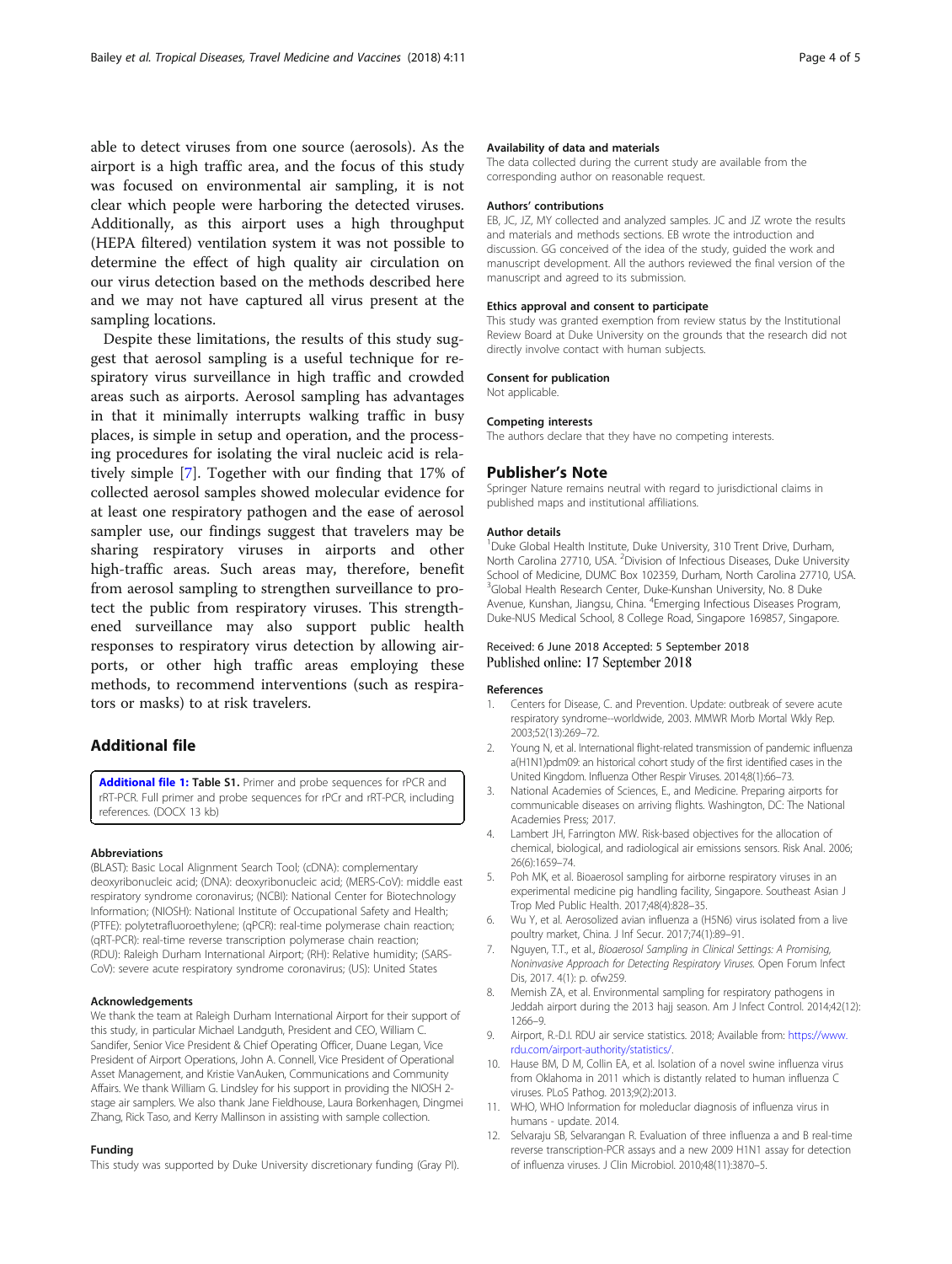able to detect viruses from one source (aerosols). As the airport is a high traffic area, and the focus of this study was focused on environmental air sampling, it is not clear which people were harboring the detected viruses. Additionally, as this airport uses a high throughput (HEPA filtered) ventilation system it was not possible to determine the effect of high quality air circulation on our virus detection based on the methods described here and we may not have captured all virus present at the sampling locations.

Despite these limitations, the results of this study suggest that aerosol sampling is a useful technique for respiratory virus surveillance in high traffic and crowded areas such as airports. Aerosol sampling has advantages in that it minimally interrupts walking traffic in busy places, is simple in setup and operation, and the processing procedures for isolating the viral nucleic acid is relatively simple [7]. Together with our finding that 17% of collected aerosol samples showed molecular evidence for at least one respiratory pathogen and the ease of aerosol sampler use, our findings suggest that travelers may be sharing respiratory viruses in airports and other high-traffic areas. Such areas may, therefore, benefit from aerosol sampling to strengthen surveillance to protect the public from respiratory viruses. This strengthened surveillance may also support public health responses to respiratory virus detection by allowing airports, or other high traffic areas employing these methods, to recommend interventions (such as respirators or masks) to at risk travelers.

## Additional file

**Additional file 1: Table S1.** Primer and probe sequences for rPCR and rRT-PCR. Full primer and probe sequences for rPCr and rRT-PCR, including references. (DOCX 13 kb)

#### Abbreviations

(BLAST): Basic Local Alignment Search Tool; (cDNA): complementary deoxyribonucleic acid; (DNA): deoxyribonucleic acid; (MERS-CoV): middle east respiratory syndrome coronavirus; (NCBI): National Center for Biotechnology Information; (NIOSH): National Institute of Occupational Safety and Health; (PTFE): polytetrafluoroethylene; (qPCR): real-time polymerase chain reaction; (qRT-PCR): real-time reverse transcription polymerase chain reaction; (RDU): Raleigh Durham International Airport; (RH): Relative humidity; (SARS-CoV): severe acute respiratory syndrome coronavirus; (US): United States

#### Acknowledgements

We thank the team at Raleigh Durham International Airport for their support of this study, in particular Michael Landguth, President and CEO, William C. Sandifer, Senior Vice President & Chief Operating Officer, Duane Legan, Vice President of Airport Operations, John A. Connell, Vice President of Operational Asset Management, and Kristie VanAuken, Communications and Community Affairs. We thank William G. Lindsley for his support in providing the NIOSH 2-stage air samplers. We also thank Jane Fieldhouse, Laura Borkenhagen, Dingmei Zhang, Rick Taso, and Kerry Mallinson in assisting with sample collection.

#### Funding

This study was supported by Duke University discretionary funding (Gray PI).

#### Availability of data and materials

The data collected during the current study are available from the corresponding author on reasonable request.

#### Authors' contributions

EB, JC, JZ, MY collected and analyzed samples. JC and JZ wrote the results and materials and methods sections. EB wrote the introduction and discussion. GG conceived of the idea of the study, guided the work and manuscript development. All the authors reviewed the final version of the manuscript and agreed to its submission.

#### Ethics approval and consent to participate

This study was granted exemption from review status by the Institutional Review Board at Duke University on the grounds that the research did not directly involve contact with human subjects.

#### Consent for publication

Not applicable.

#### Competing interests

The authors declare that they have no competing interests.

## Publisher's Note

Springer Nature remains neutral with regard to jurisdictional claims in published maps and institutional affiliations.

#### Author details

[1]Duke Global Health Institute, Duke University, 310 Trent Drive, Durham, North Carolina 27710, USA. [2]Division of Infectious Diseases, Duke University School of Medicine, DUMC Box 102359, Durham, North Carolina 27710, USA. [3]Global Health Research Center, Duke-Kunshan University, No. 8 Duke Avenue, Kunshan, Jiangsu, China. [4]Emerging Infectious Diseases Program, Duke-NUS Medical School, 8 College Road, Singapore 169857, Singapore.

Received: 6 June 2018 Accepted: 5 September 2018
Published online: 17 September 2018

#### References

1. Centers for Disease, C. and Prevention. Update: outbreak of severe acute respiratory syndrome--worldwide, 2003. MMWR Morb Mortal Wkly Rep. 2003;52(13):269–72.
2. Young N, et al. International flight-related transmission of pandemic influenza a(H1N1)pdm09: an historical cohort study of the first identified cases in the United Kingdom. Influenza Other Respir Viruses. 2014;8(1):66–73.
3. National Academies of Sciences, E., and Medicine. Preparing airports for communicable diseases on arriving flights. Washington, DC: The National Academies Press; 2017.
4. Lambert JH, Farrington MW. Risk-based objectives for the allocation of chemical, biological, and radiological air emissions sensors. Risk Anal. 2006; 26(6):1659–74.
5. Poh MK, et al. Bioaerosol sampling for airborne respiratory viruses in an experimental medicine pig handling facility, Singapore. Southeast Asian J Trop Med Public Health. 2017;48(4):828–35.
6. Wu Y, et al. Aerosolized avian influenza a (H5N6) virus isolated from a live poultry market, China. J Inf Secur. 2017;74(1):89–91.
7. Nguyen, T.T., et al., *Bioaerosol Sampling in Clinical Settings: A Promising, Noninvasive Approach for Detecting Respiratory Viruses.* Open Forum Infect Dis, 2017. 4(1): p. ofw259.
8. Memish ZA, et al. Environmental sampling for respiratory pathogens in Jeddah airport during the 2013 hajj season. Am J Infect Control. 2014;42(12): 1266–9.
9. Airport, R.-D.I. RDU air service statistics. 2018; Available from: https://www.rdu.com/airport-authority/statistics/.
10. Hause BM, D M, Collin EA, et al. Isolation of a novel swine influenza virus from Oklahoma in 2011 which is distantly related to human influenza C viruses. PLoS Pathog. 2013;9(2):2013.
11. WHO, WHO Information for moleduclar diagnosis of influenza virus in humans - update. 2014.
12. Selvaraju SB, Selvarangan R. Evaluation of three influenza a and B real-time reverse transcription-PCR assays and a new 2009 H1N1 assay for detection of influenza viruses. J Clin Microbiol. 2010;48(11):3870–5.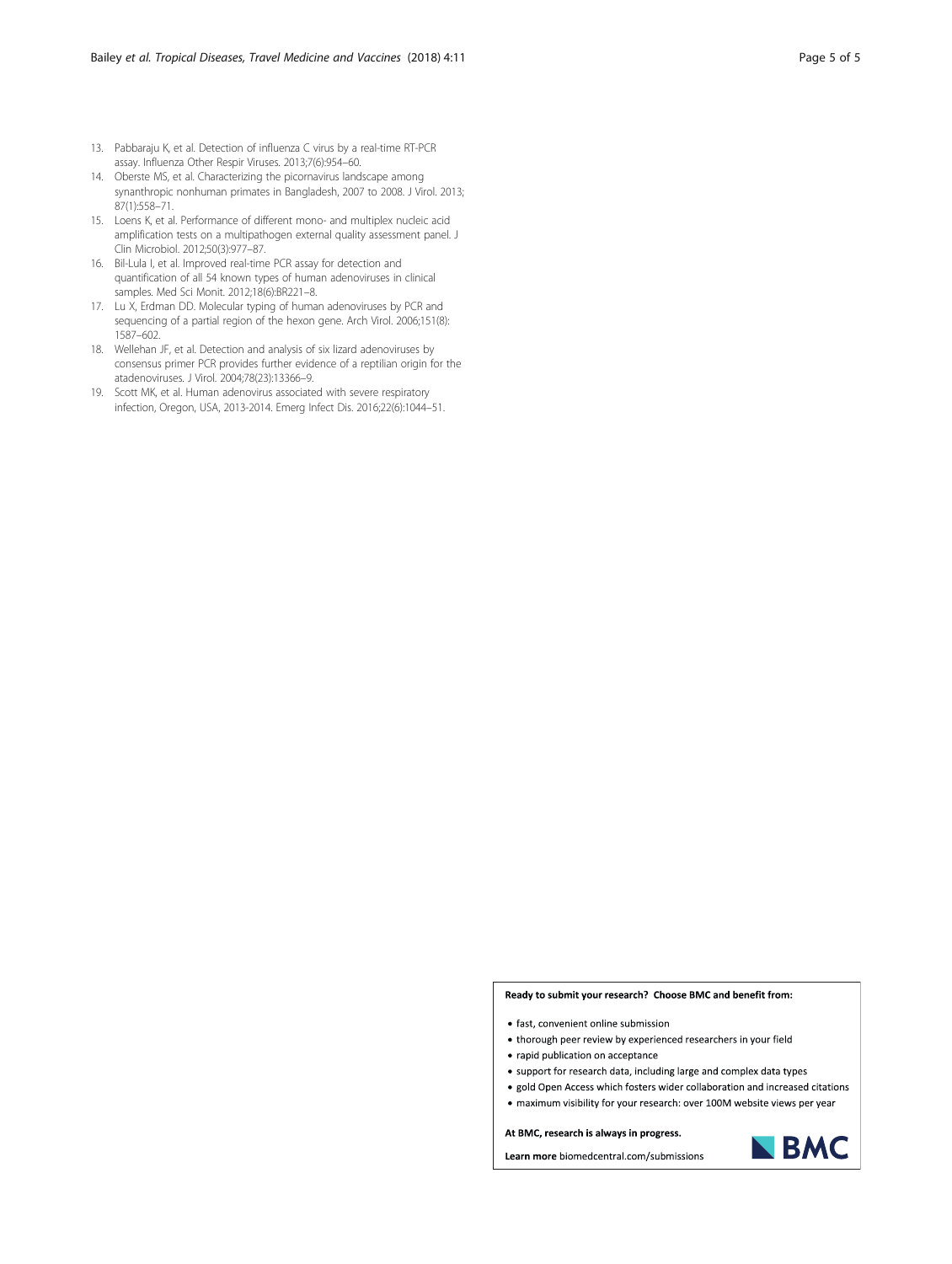13. Pabbaraju K, et al. Detection of influenza C virus by a real-time RT-PCR assay. Influenza Other Respir Viruses. 2013;7(6):954–60.
14. Oberste MS, et al. Characterizing the picornavirus landscape among synanthropic nonhuman primates in Bangladesh, 2007 to 2008. J Virol. 2013; 87(1):558–71.
15. Loens K, et al. Performance of different mono- and multiplex nucleic acid amplification tests on a multipathogen external quality assessment panel. J Clin Microbiol. 2012;50(3):977–87.
16. Bil-Lula I, et al. Improved real-time PCR assay for detection and quantification of all 54 known types of human adenoviruses in clinical samples. Med Sci Monit. 2012;18(6):BR221–8.
17. Lu X, Erdman DD. Molecular typing of human adenoviruses by PCR and sequencing of a partial region of the hexon gene. Arch Virol. 2006;151(8): 1587–602.
18. Wellehan JF, et al. Detection and analysis of six lizard adenoviruses by consensus primer PCR provides further evidence of a reptilian origin for the atadenoviruses. J Virol. 2004;78(23):13366–9.
19. Scott MK, et al. Human adenovirus associated with severe respiratory infection, Oregon, USA, 2013-2014. Emerg Infect Dis. 2016;22(6):1044–51.

**Ready to submit your research? Choose BMC and benefit from:**

- fast, convenient online submission
- thorough peer review by experienced researchers in your field
- rapid publication on acceptance
- support for research data, including large and complex data types
- gold Open Access which fosters wider collaboration and increased citations
- maximum visibility for your research: over 100M website views per year

**At BMC, research is always in progress.**

**Learn more** biomedcentral.com/submissions

BMC